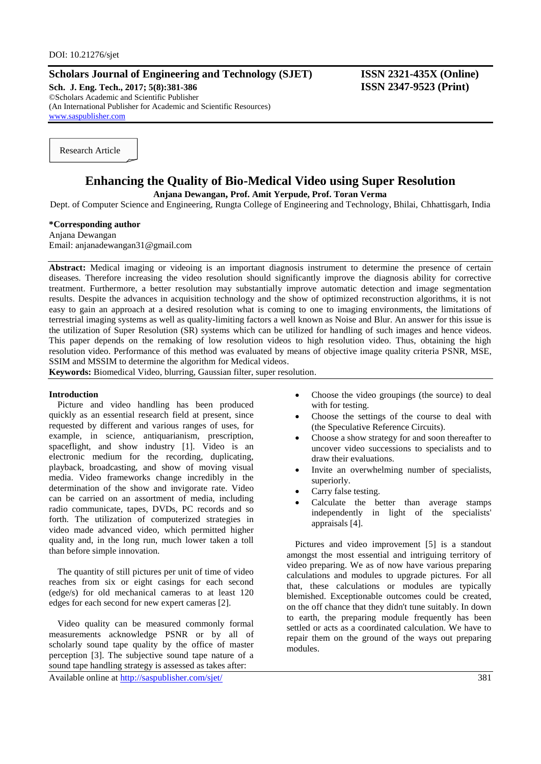DOI: 10.21276/sjet

**Scholars Journal of Engineering and Technology (SJET)**
**Sch. J. Eng. Tech., 2017; 5(8):381-386**
©Scholars Academic and Scientific Publisher
(An International Publisher for Academic and Scientific Resources)
www.saspublisher.com

**ISSN 2321-435X (Online)**
**ISSN 2347-9523 (Print)**

Research Article

# Enhancing the Quality of Bio-Medical Video using Super Resolution

**Anjana Dewangan, Prof. Amit Yerpude, Prof. Toran Verma**

Dept. of Computer Science and Engineering, Rungta College of Engineering and Technology, Bhilai, Chhattisgarh, India

**\*Corresponding author**
Anjana Dewangan
Email: anjanadewangan31@gmail.com

**Abstract:** Medical imaging or videoing is an important diagnosis instrument to determine the presence of certain diseases. Therefore increasing the video resolution should significantly improve the diagnosis ability for corrective treatment. Furthermore, a better resolution may substantially improve automatic detection and image segmentation results. Despite the advances in acquisition technology and the show of optimized reconstruction algorithms, it is not easy to gain an approach at a desired resolution what is coming to one to imaging environments, the limitations of terrestrial imaging systems as well as quality-limiting factors a well known as Noise and Blur. An answer for this issue is the utilization of Super Resolution (SR) systems which can be utilized for handling of such images and hence videos. This paper depends on the remaking of low resolution videos to high resolution video. Thus, obtaining the high resolution video. Performance of this method was evaluated by means of objective image quality criteria PSNR, MSE, SSIM and MSSIM to determine the algorithm for Medical videos.

**Keywords:** Biomedical Video, blurring, Gaussian filter, super resolution.

## Introduction

Picture and video handling has been produced quickly as an essential research field at present, since requested by different and various ranges of uses, for example, in science, antiquarianism, prescription, spaceflight, and show industry [1]. Video is an electronic medium for the recording, duplicating, playback, broadcasting, and show of moving visual media. Video frameworks change incredibly in the determination of the show and invigorate rate. Video can be carried on an assortment of media, including radio communicate, tapes, DVDs, PC records and so forth. The utilization of computerized strategies in video made advanced video, which permitted higher quality and, in the long run, much lower taken a toll than before simple innovation.

The quantity of still pictures per unit of time of video reaches from six or eight casings for each second (edge/s) for old mechanical cameras to at least 120 edges for each second for new expert cameras [2].

Video quality can be measured commonly formal measurements acknowledge PSNR or by all of scholarly sound tape quality by the office of master perception [3]. The subjective sound tape nature of a sound tape handling strategy is assessed as takes after:

- Choose the video groupings (the source) to deal with for testing.
- Choose the settings of the course to deal with (the Speculative Reference Circuits).
- Choose a show strategy for and soon thereafter to uncover video successions to specialists and to draw their evaluations.
- Invite an overwhelming number of specialists, superiorly.
- Carry false testing.
- Calculate the better than average stamps independently in light of the specialists' appraisals [4].

Pictures and video improvement [5] is a standout amongst the most essential and intriguing territory of video preparing. We as of now have various preparing calculations and modules to upgrade pictures. For all that, these calculations or modules are typically blemished. Exceptionable outcomes could be created, on the off chance that they didn't tune suitably. In down to earth, the preparing module frequently has been settled or acts as a coordinated calculation. We have to repair them on the ground of the ways out preparing modules.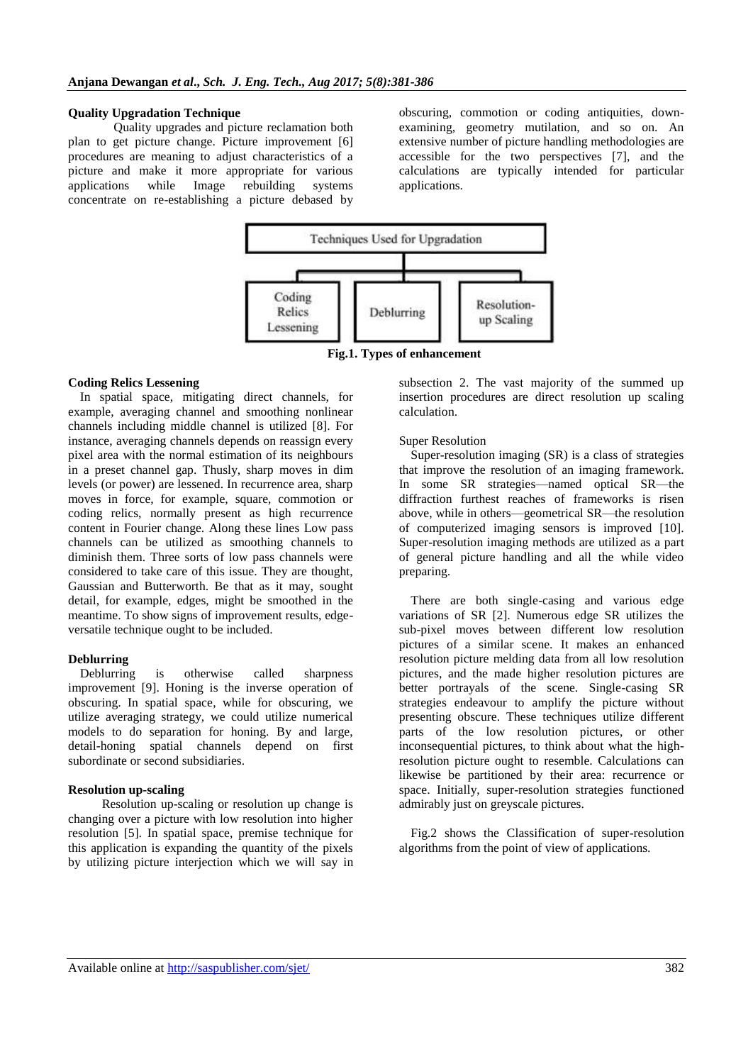### Quality Upgradation Technique

Quality upgrades and picture reclamation both plan to get picture change. Picture improvement [6] procedures are meaning to adjust characteristics of a picture and make it more appropriate for various applications while Image rebuilding systems concentrate on re-establishing a picture debased by obscuring, commotion or coding antiquities, down-examining, geometry mutilation, and so on. An extensive number of picture handling methodologies are accessible for the two perspectives [7], and the calculations are typically intended for particular applications.

Techniques Used for Upgradation

- Coding Relics Lessening
- Deblurring
- Resolution-up Scaling

**Fig.1. Types of enhancement**

### Coding Relics Lessening

In spatial space, mitigating direct channels, for example, averaging channel and smoothing nonlinear channels including middle channel is utilized [8]. For instance, averaging channels depends on reassign every pixel area with the normal estimation of its neighbours in a preset channel gap. Thusly, sharp moves in dim levels (or power) are lessened. In recurrence area, sharp moves in force, for example, square, commotion or coding relics, normally present as high recurrence content in Fourier change. Along these lines Low pass channels can be utilized as smoothing channels to diminish them. Three sorts of low pass channels were considered to take care of this issue. They are thought, Gaussian and Butterworth. Be that as it may, sought detail, for example, edges, might be smoothed in the meantime. To show signs of improvement results, edge-versatile technique ought to be included.

### Deblurring

Deblurring is otherwise called sharpness improvement [9]. Honing is the inverse operation of obscuring. In spatial space, while for obscuring, we utilize averaging strategy, we could utilize numerical models to do separation for honing. By and large, detail-honing spatial channels depend on first subordinate or second subsidiaries.

### Resolution up-scaling

Resolution up-scaling or resolution up change is changing over a picture with low resolution into higher resolution [5]. In spatial space, premise technique for this application is expanding the quantity of the pixels by utilizing picture interjection which we will say in subsection 2. The vast majority of the summed up insertion procedures are direct resolution up scaling calculation.

Super Resolution

Super-resolution imaging (SR) is a class of strategies that improve the resolution of an imaging framework. In some SR strategies—named optical SR—the diffraction furthest reaches of frameworks is risen above, while in others—geometrical SR—the resolution of computerized imaging sensors is improved [10]. Super-resolution imaging methods are utilized as a part of general picture handling and all the while video preparing.

There are both single-casing and various edge variations of SR [2]. Numerous edge SR utilizes the sub-pixel moves between different low resolution pictures of a similar scene. It makes an enhanced resolution picture melding data from all low resolution pictures, and the made higher resolution pictures are better portrayals of the scene. Single-casing SR strategies endeavour to amplify the picture without presenting obscure. These techniques utilize different parts of the low resolution pictures, or other inconsequential pictures, to think about what the high-resolution picture ought to resemble. Calculations can likewise be partitioned by their area: recurrence or space. Initially, super-resolution strategies functioned admirably just on greyscale pictures.

Fig.2 shows the Classification of super-resolution algorithms from the point of view of applications.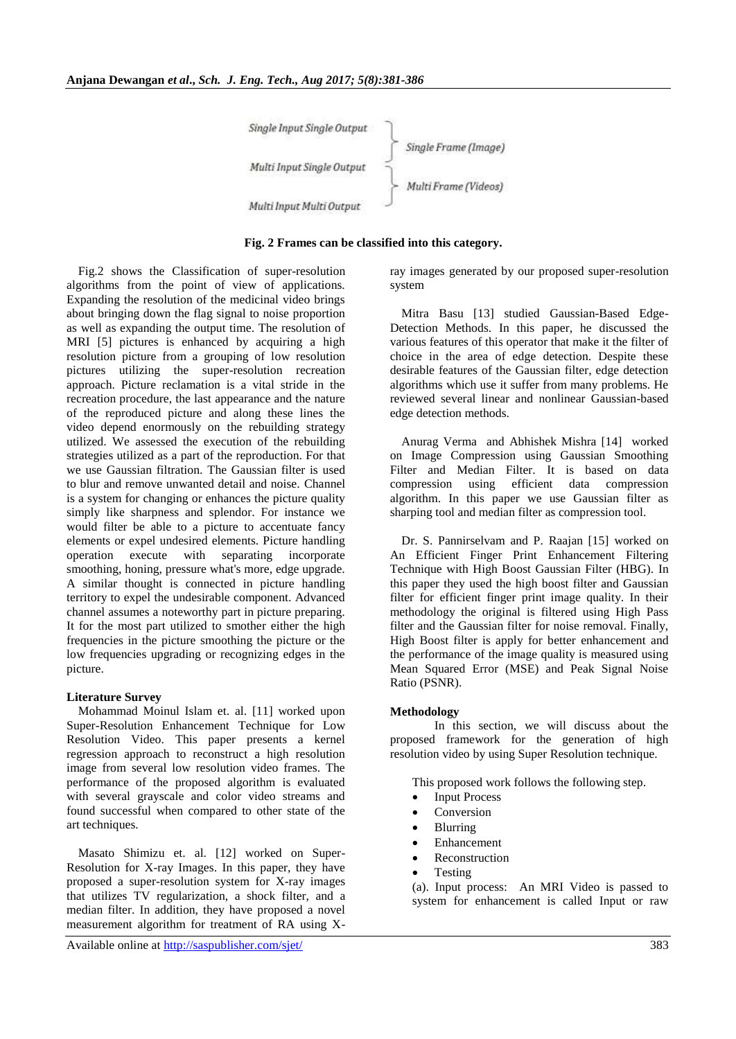Single Input Single Output
Multi Input Single Output
Multi Input Multi Output

Single Frame (Image)
Multi Frame (Videos)

**Fig. 2 Frames can be classified into this category.**

Fig.2 shows the Classification of super-resolution algorithms from the point of view of applications. Expanding the resolution of the medicinal video brings about bringing down the flag signal to noise proportion as well as expanding the output time. The resolution of MRI [5] pictures is enhanced by acquiring a high resolution picture from a grouping of low resolution pictures utilizing the super-resolution recreation approach. Picture reclamation is a vital stride in the recreation procedure, the last appearance and the nature of the reproduced picture and along these lines the video depend enormously on the rebuilding strategy utilized. We assessed the execution of the rebuilding strategies utilized as a part of the reproduction. For that we use Gaussian filtration. The Gaussian filter is used to blur and remove unwanted detail and noise. Channel is a system for changing or enhances the picture quality simply like sharpness and splendor. For instance we would filter be able to a picture to accentuate fancy elements or expel undesired elements. Picture handling operation execute with separating incorporate smoothing, honing, pressure what's more, edge upgrade. A similar thought is connected in picture handling territory to expel the undesirable component. Advanced channel assumes a noteworthy part in picture preparing. It for the most part utilized to smother either the high frequencies in the picture smoothing the picture or the low frequencies upgrading or recognizing edges in the picture.

**Literature Survey**

Mohammad Moinul Islam et. al. [11] worked upon Super-Resolution Enhancement Technique for Low Resolution Video. This paper presents a kernel regression approach to reconstruct a high resolution image from several low resolution video frames. The performance of the proposed algorithm is evaluated with several grayscale and color video streams and found successful when compared to other state of the art techniques.

Masato Shimizu et. al. [12] worked on Super-Resolution for X-ray Images. In this paper, they have proposed a super-resolution system for X-ray images that utilizes TV regularization, a shock filter, and a median filter. In addition, they have proposed a novel measurement algorithm for treatment of RA using X-ray images generated by our proposed super-resolution system

Mitra Basu [13] studied Gaussian-Based Edge-Detection Methods. In this paper, he discussed the various features of this operator that make it the filter of choice in the area of edge detection. Despite these desirable features of the Gaussian filter, edge detection algorithms which use it suffer from many problems. He reviewed several linear and nonlinear Gaussian-based edge detection methods.

Anurag Verma and Abhishek Mishra [14] worked on Image Compression using Gaussian Smoothing Filter and Median Filter. It is based on data compression using efficient data compression algorithm. In this paper we use Gaussian filter as sharping tool and median filter as compression tool.

Dr. S. Pannirselvam and P. Raajan [15] worked on An Efficient Finger Print Enhancement Filtering Technique with High Boost Gaussian Filter (HBG). In this paper they used the high boost filter and Gaussian filter for efficient finger print image quality. In their methodology the original is filtered using High Pass filter and the Gaussian filter for noise removal. Finally, High Boost filter is apply for better enhancement and the performance of the image quality is measured using Mean Squared Error (MSE) and Peak Signal Noise Ratio (PSNR).

**Methodology**

In this section, we will discuss about the proposed framework for the generation of high resolution video by using Super Resolution technique.

This proposed work follows the following step.

- Input Process
- Conversion
- Blurring
- Enhancement
- Reconstruction
- Testing

(a). Input process: An MRI Video is passed to system for enhancement is called Input or raw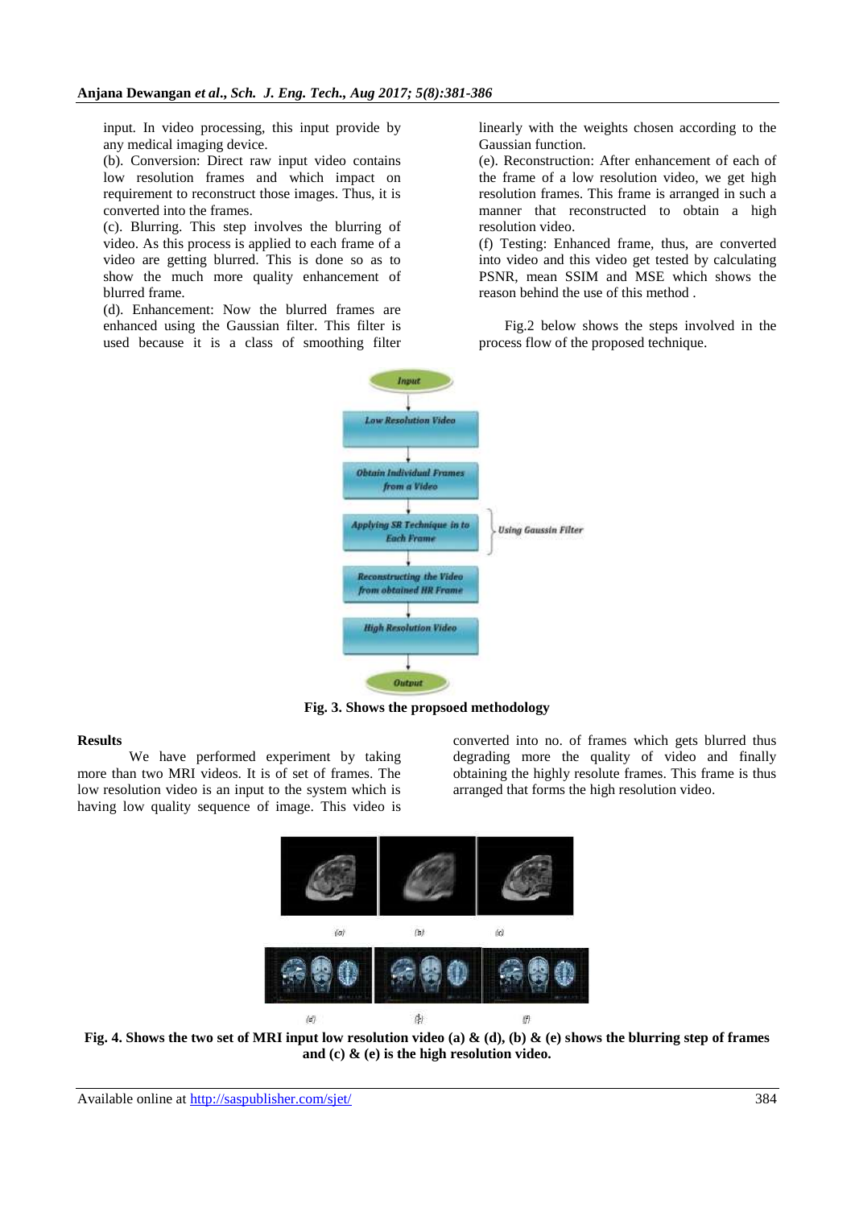input. In video processing, this input provide by any medical imaging device.

(b). Conversion: Direct raw input video contains low resolution frames and which impact on requirement to reconstruct those images. Thus, it is converted into the frames.

(c). Blurring. This step involves the blurring of video. As this process is applied to each frame of a video are getting blurred. This is done so as to show the much more quality enhancement of blurred frame.

(d). Enhancement: Now the blurred frames are enhanced using the Gaussian filter. This filter is used because it is a class of smoothing filter linearly with the weights chosen according to the Gaussian function.

(e). Reconstruction: After enhancement of each of the frame of a low resolution video, we get high resolution frames. This frame is arranged in such a manner that reconstructed to obtain a high resolution video.

(f) Testing: Enhanced frame, thus, are converted into video and this video get tested by calculating PSNR, mean SSIM and MSE which shows the reason behind the use of this method .

Fig.2 below shows the steps involved in the process flow of the proposed technique.

Input → Low Resolution Video → Obtain Individual Frames from a Video → Applying SR Technique in to Each Frame (Using Gaussin Filter) → Reconstructing the Video from obtained HR Frame → High Resolution Video → Output

**Fig. 3. Shows the propsoed methodology**

## Results

We have performed experiment by taking more than two MRI videos. It is of set of frames. The low resolution video is an input to the system which is having low quality sequence of image. This video is converted into no. of frames which gets blurred thus degrading more the quality of video and finally obtaining the highly resolute frames. This frame is thus arranged that forms the high resolution video.

(a) (b) (c)

(d) (e) (f)

**Fig. 4. Shows the two set of MRI input low resolution video (a) & (d), (b) & (e) shows the blurring step of frames and (c) & (e) is the high resolution video.**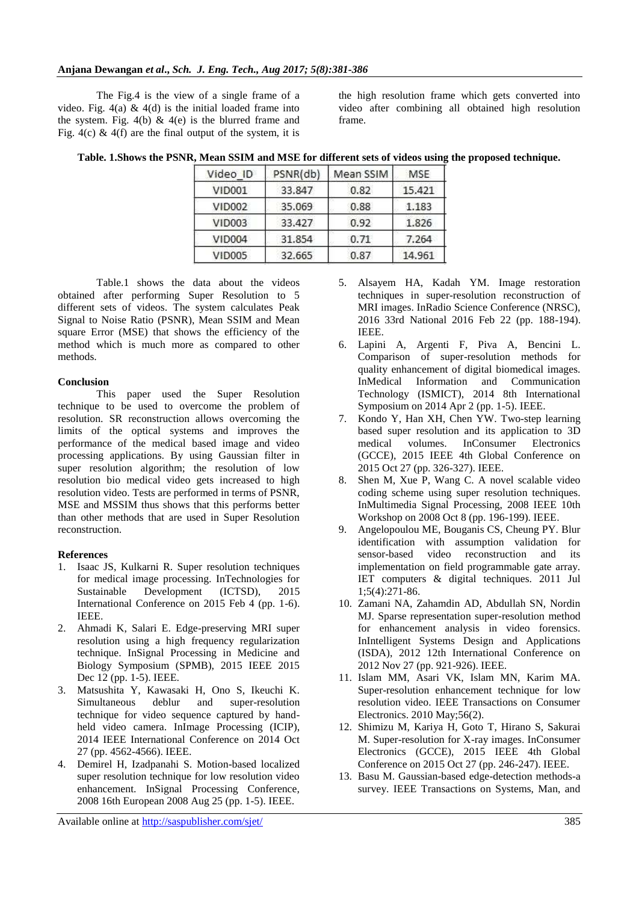The Fig.4 is the view of a single frame of a video. Fig. 4(a) & 4(d) is the initial loaded frame into the system. Fig. 4(b) & 4(e) is the blurred frame and Fig. 4(c) & 4(f) are the final output of the system, it is the high resolution frame which gets converted into video after combining all obtained high resolution frame.

**Table. 1.Shows the PSNR, Mean SSIM and MSE for different sets of videos using the proposed technique.**

| Video_ID | PSNR(db) | Mean SSIM | MSE |
|---|---|---|---|
| VID001 | 33.847 | 0.82 | 15.421 |
| VID002 | 35.069 | 0.88 | 1.183 |
| VID003 | 33.427 | 0.92 | 1.826 |
| VID004 | 31.854 | 0.71 | 7.264 |
| VID005 | 32.665 | 0.87 | 14.961 |

Table.1 shows the data about the videos obtained after performing Super Resolution to 5 different sets of videos. The system calculates Peak Signal to Noise Ratio (PSNR), Mean SSIM and Mean square Error (MSE) that shows the efficiency of the method which is much more as compared to other methods.

## Conclusion

This paper used the Super Resolution technique to be used to overcome the problem of resolution. SR reconstruction allows overcoming the limits of the optical systems and improves the performance of the medical based image and video processing applications. By using Gaussian filter in super resolution algorithm; the resolution of low resolution bio medical video gets increased to high resolution video. Tests are performed in terms of PSNR, MSE and MSSIM thus shows that this performs better than other methods that are used in Super Resolution reconstruction.

## References

1. Isaac JS, Kulkarni R. Super resolution techniques for medical image processing. InTechnologies for Sustainable Development (ICTSD), 2015 International Conference on 2015 Feb 4 (pp. 1-6). IEEE.
2. Ahmadi K, Salari E. Edge-preserving MRI super resolution using a high frequency regularization technique. InSignal Processing in Medicine and Biology Symposium (SPMB), 2015 IEEE 2015 Dec 12 (pp. 1-5). IEEE.
3. Matsushita Y, Kawasaki H, Ono S, Ikeuchi K. Simultaneous deblur and super-resolution technique for video sequence captured by hand-held video camera. InImage Processing (ICIP), 2014 IEEE International Conference on 2014 Oct 27 (pp. 4562-4566). IEEE.
4. Demirel H, Izadpanahi S. Motion-based localized super resolution technique for low resolution video enhancement. InSignal Processing Conference, 2008 16th European 2008 Aug 25 (pp. 1-5). IEEE.
5. Alsayem HA, Kadah YM. Image restoration techniques in super-resolution reconstruction of MRI images. InRadio Science Conference (NRSC), 2016 33rd National 2016 Feb 22 (pp. 188-194). IEEE.
6. Lapini A, Argenti F, Piva A, Bencini L. Comparison of super-resolution methods for quality enhancement of digital biomedical images. InMedical Information and Communication Technology (ISMICT), 2014 8th International Symposium on 2014 Apr 2 (pp. 1-5). IEEE.
7. Kondo Y, Han XH, Chen YW. Two-step learning based super resolution and its application to 3D medical volumes. InConsumer Electronics (GCCE), 2015 IEEE 4th Global Conference on 2015 Oct 27 (pp. 326-327). IEEE.
8. Shen M, Xue P, Wang C. A novel scalable video coding scheme using super resolution techniques. InMultimedia Signal Processing, 2008 IEEE 10th Workshop on 2008 Oct 8 (pp. 196-199). IEEE.
9. Angelopoulou ME, Bouganis CS, Cheung PY. Blur identification with assumption validation for sensor-based video reconstruction and its implementation on field programmable gate array. IET computers & digital techniques. 2011 Jul 1;5(4):271-86.
10. Zamani NA, Zahamdin AD, Abdullah SN, Nordin MJ. Sparse representation super-resolution method for enhancement analysis in video forensics. InIntelligent Systems Design and Applications (ISDA), 2012 12th International Conference on 2012 Nov 27 (pp. 921-926). IEEE.
11. Islam MM, Asari VK, Islam MN, Karim MA. Super-resolution enhancement technique for low resolution video. IEEE Transactions on Consumer Electronics. 2010 May;56(2).
12. Shimizu M, Kariya H, Goto T, Hirano S, Sakurai M. Super-resolution for X-ray images. InConsumer Electronics (GCCE), 2015 IEEE 4th Global Conference on 2015 Oct 27 (pp. 246-247). IEEE.
13. Basu M. Gaussian-based edge-detection methods-a survey. IEEE Transactions on Systems, Man, and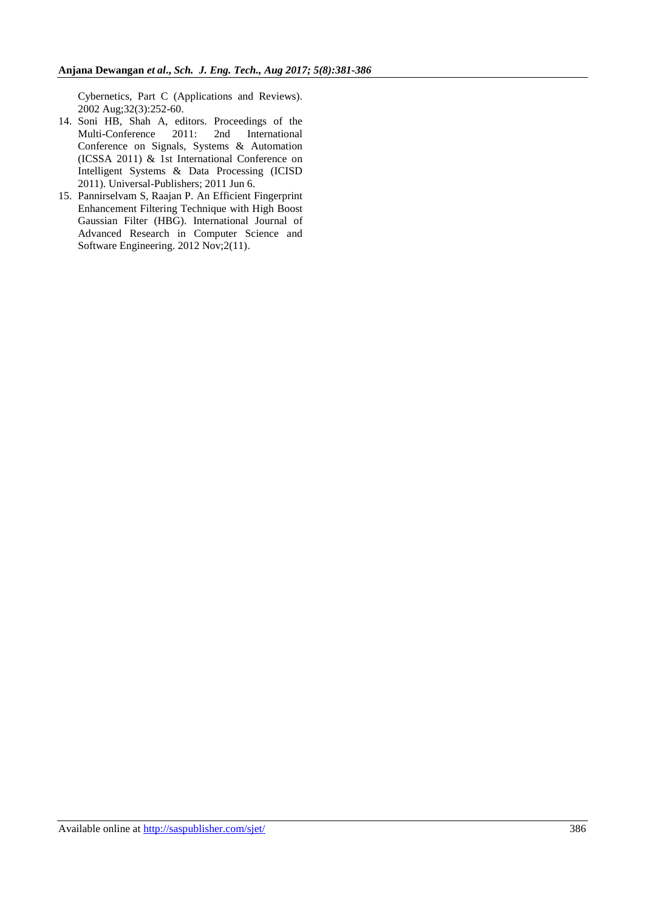Cybernetics, Part C (Applications and Reviews). 2002 Aug;32(3):252-60.

14. Soni HB, Shah A, editors. Proceedings of the Multi-Conference 2011: 2nd International Conference on Signals, Systems & Automation (ICSSA 2011) & 1st International Conference on Intelligent Systems & Data Processing (ICISD 2011). Universal-Publishers; 2011 Jun 6.
15. Pannirselvam S, Raajan P. An Efficient Fingerprint Enhancement Filtering Technique with High Boost Gaussian Filter (HBG). International Journal of Advanced Research in Computer Science and Software Engineering. 2012 Nov;2(11).